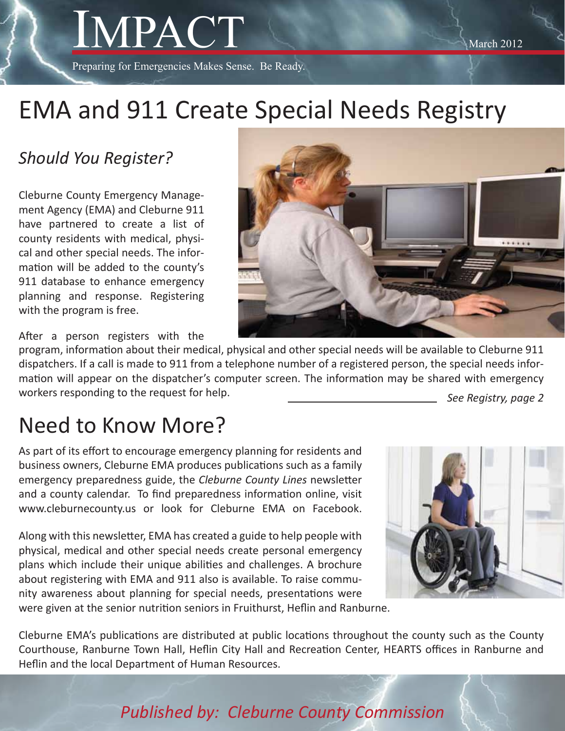# IMPACT

March 2012

Preparing for Emergencies Makes Sense. Be Ready.

# EMA and 911 Create Special Needs Registry

## *Should You Register?*

Cleburne County Emergency Management Agency (EMA) and Cleburne 911 have partnered to create a list of county residents with medical, physical and other special needs. The information will be added to the county's 911 database to enhance emergency planning and response. Registering with the program is free.

After a person registers with the program, information about their medical, physical and other special needs will be available to Cleburne 911 dispatchers. If a call is made to 911 from a telephone number of a registered person, the special needs information will appear on the dispatcher's computer screen. The information may be shared with emergency workers responding to the request for help.

*See Registry, page 2*

# Need to Know More?

As part of its effort to encourage emergency planning for residents and business owners, Cleburne EMA produces publications such as a family emergency preparedness guide, the *Cleburne County Lines* newsletter and a county calendar. To find preparedness information online, visit www.cleburnecounty.us or look for Cleburne EMA on Facebook.

Along with this newsletter, EMA has created a guide to help people with physical, medical and other special needs create personal emergency plans which include their unique abilities and challenges. A brochure about registering with EMA and 911 also is available. To raise community awareness about planning for special needs, presentations were were given at the senior nutrition seniors in Fruithurst, Heflin and Ranburne.

Cleburne EMA's publications are distributed at public locations throughout the county such as the County Courthouse, Ranburne Town Hall, Heflin City Hall and Recreation Center, HEARTS offices in Ranburne and Heflin and the local Department of Human Resources.

*Published by: Cleburne County Commission*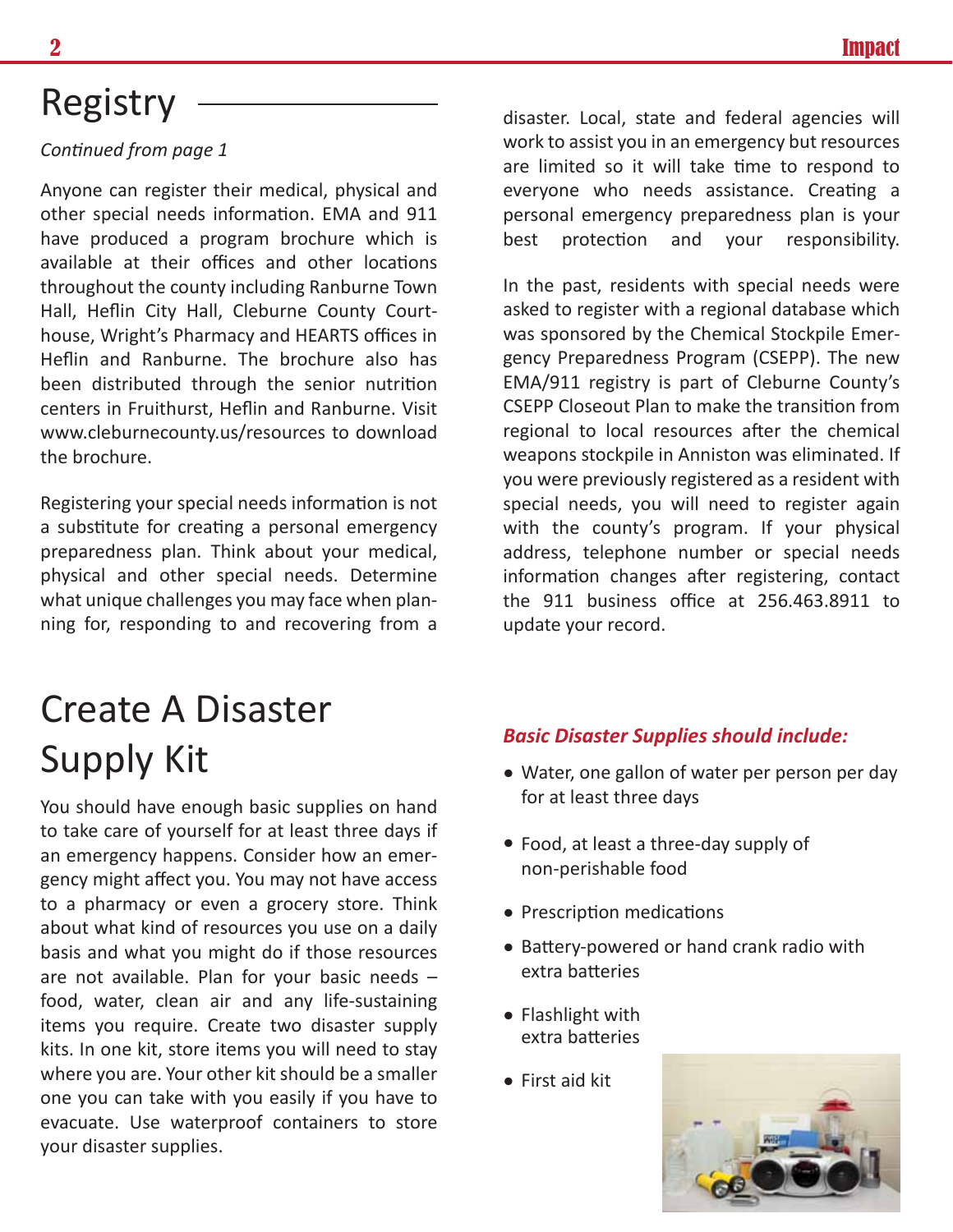## Registry

*Continued from page 1*

Anyone can register their medical, physical and other special needs information. EMA and 911 have produced a program brochure which is available at their offices and other locations throughout the county including Ranburne Town Hall, Heflin City Hall, Cleburne County Courthouse, Wright's Pharmacy and HEARTS offices in Heflin and Ranburne. The brochure also has been distributed through the senior nutrition centers in Fruithurst, Heflin and Ranburne. Visit www.cleburnecounty.us/resources to download the brochure.

Registering your special needs information is not a substitute for creating a personal emergency preparedness plan. Think about your medical, physical and other special needs. Determine what unique challenges you may face when planning for, responding to and recovering from a disaster. Local, state and federal agencies will work to assist you in an emergency but resources are limited so it will take time to respond to everyone who needs assistance. Creating a personal emergency preparedness plan is your best protection and your responsibility.

In the past, residents with special needs were asked to register with a regional database which was sponsored by the Chemical Stockpile Emergency Preparedness Program (CSEPP). The new EMA/911 registry is part of Cleburne County's CSEPP Closeout Plan to make the transition from regional to local resources after the chemical weapons stockpile in Anniston was eliminated. If you were previously registered as a resident with special needs, you will need to register again with the county's program. If your physical address, telephone number or special needs information changes after registering, contact the 911 business office at 256.463.8911 to update your record.

## Create A Disaster Supply Kit

You should have enough basic supplies on hand to take care of yourself for at least three days if an emergency happens. Consider how an emergency might affect you. You may not have access to a pharmacy or even a grocery store. Think about what kind of resources you use on a daily basis and what you might do if those resources are not available. Plan for your basic needs – food, water, clean air and any life-sustaining items you require. Create two disaster supply kits. In one kit, store items you will need to stay where you are. Your other kit should be a smaller one you can take with you easily if you have to evacuate. Use waterproof containers to store your disaster supplies.

***Basic Disaster Supplies should include:***

- Water, one gallon of water per person per day for at least three days
- Food, at least a three-day supply of non-perishable food
- Prescription medications
- Battery-powered or hand crank radio with extra batteries
- Flashlight with extra batteries
- First aid kit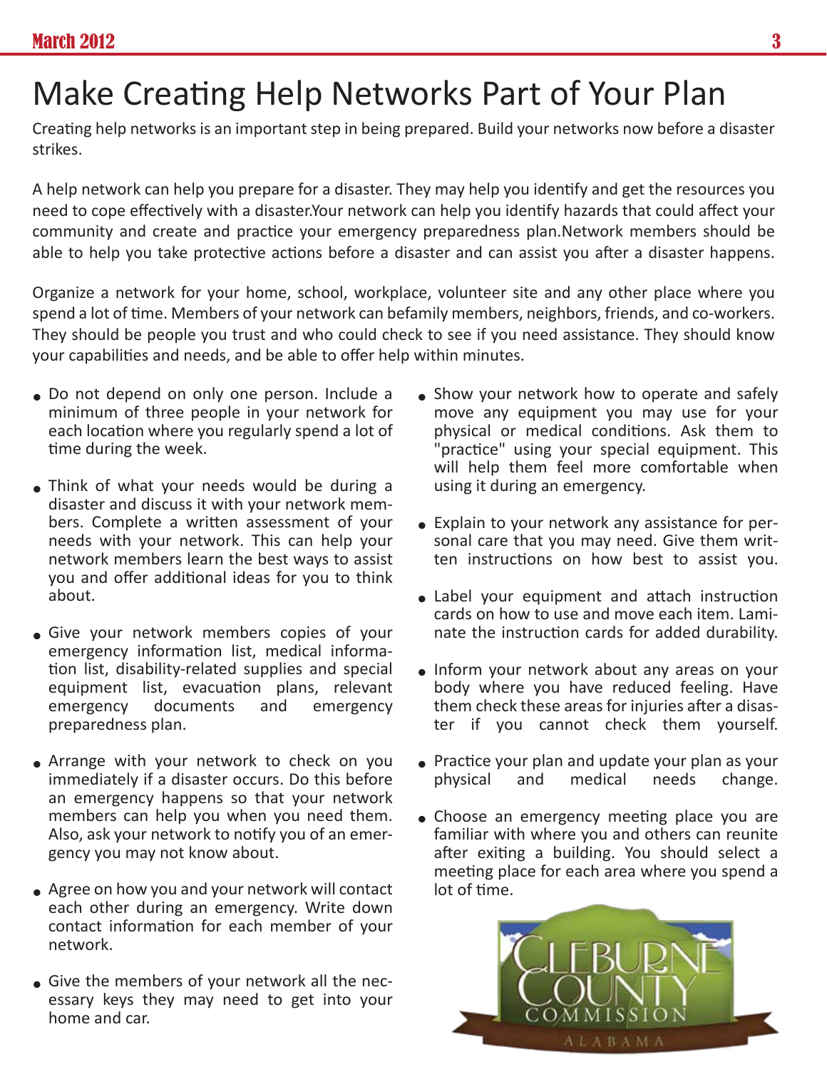# Make Creating Help Networks Part of Your Plan

Creating help networks is an important step in being prepared. Build your networks now before a disaster strikes.

A help network can help you prepare for a disaster. They may help you identify and get the resources you need to cope effectively with a disaster.Your network can help you identify hazards that could affect your community and create and practice your emergency preparedness plan.Network members should be able to help you take protective actions before a disaster and can assist you after a disaster happens.

Organize a network for your home, school, workplace, volunteer site and any other place where you spend a lot of time. Members of your network can befamily members, neighbors, friends, and co-workers. They should be people you trust and who could check to see if you need assistance. They should know your capabilities and needs, and be able to offer help within minutes.

- Do not depend on only one person. Include a minimum of three people in your network for each location where you regularly spend a lot of time during the week.
- Think of what your needs would be during a disaster and discuss it with your network members. Complete a written assessment of your needs with your network. This can help your network members learn the best ways to assist you and offer additional ideas for you to think about.
- Give your network members copies of your emergency information list, medical information list, disability-related supplies and special equipment list, evacuation plans, relevant emergency documents and emergency preparedness plan.
- Arrange with your network to check on you immediately if a disaster occurs. Do this before an emergency happens so that your network members can help you when you need them. Also, ask your network to notify you of an emergency you may not know about.
- Agree on how you and your network will contact each other during an emergency. Write down contact information for each member of your network.
- Give the members of your network all the necessary keys they may need to get into your home and car.
- Show your network how to operate and safely move any equipment you may use for your physical or medical conditions. Ask them to "practice" using your special equipment. This will help them feel more comfortable when using it during an emergency.
- Explain to your network any assistance for personal care that you may need. Give them written instructions on how best to assist you.
- Label your equipment and attach instruction cards on how to use and move each item. Laminate the instruction cards for added durability.
- Inform your network about any areas on your body where you have reduced feeling. Have them check these areas for injuries after a disaster if you cannot check them yourself.
- Practice your plan and update your plan as your physical and medical needs change.
- Choose an emergency meeting place you are familiar with where you and others can reunite after exiting a building. You should select a meeting place for each area where you spend a lot of time.

CLEBURNE COUNTY COMMISSION ALABAMA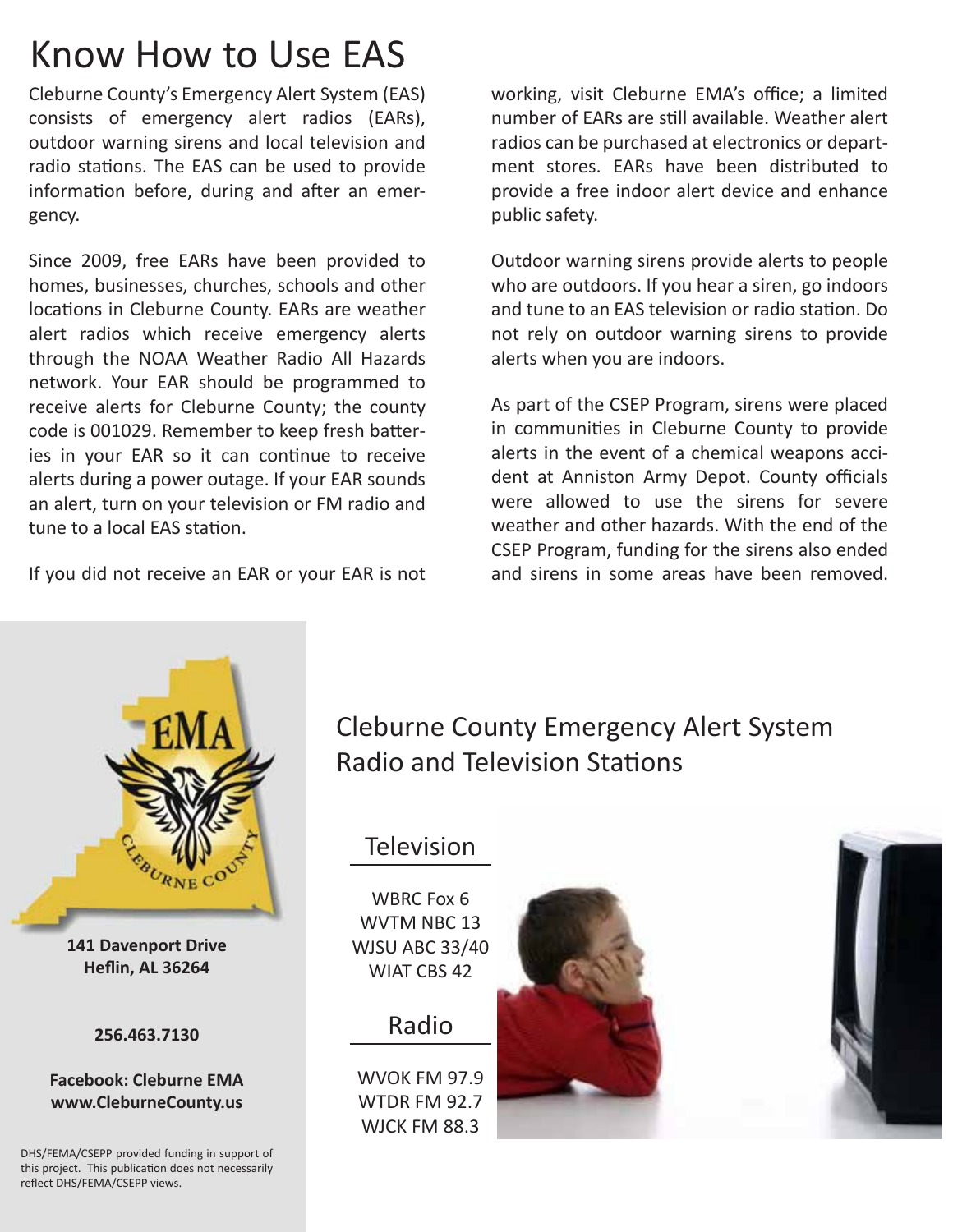# Know How to Use EAS

Cleburne County's Emergency Alert System (EAS) consists of emergency alert radios (EARs), outdoor warning sirens and local television and radio stations. The EAS can be used to provide information before, during and after an emergency.

Since 2009, free EARs have been provided to homes, businesses, churches, schools and other locations in Cleburne County. EARs are weather alert radios which receive emergency alerts through the NOAA Weather Radio All Hazards network. Your EAR should be programmed to receive alerts for Cleburne County; the county code is 001029. Remember to keep fresh batteries in your EAR so it can continue to receive alerts during a power outage. If your EAR sounds an alert, turn on your television or FM radio and tune to a local EAS station.

If you did not receive an EAR or your EAR is not working, visit Cleburne EMA's office; a limited number of EARs are still available. Weather alert radios can be purchased at electronics or department stores. EARs have been distributed to provide a free indoor alert device and enhance public safety.

Outdoor warning sirens provide alerts to people who are outdoors. If you hear a siren, go indoors and tune to an EAS television or radio station. Do not rely on outdoor warning sirens to provide alerts when you are indoors.

As part of the CSEP Program, sirens were placed in communities in Cleburne County to provide alerts in the event of a chemical weapons accident at Anniston Army Depot. County officials were allowed to use the sirens for severe weather and other hazards. With the end of the CSEP Program, funding for the sirens also ended and sirens in some areas have been removed.

EMA

Cleburne County

**141 Davenport Drive**
**Heflin, AL 36264**

**256.463.7130**

**Facebook: Cleburne EMA**
**www.CleburneCounty.us**

DHS/FEMA/CSEPP provided funding in support of this project. This publication does not necessarily reflect DHS/FEMA/CSEPP views.

## Cleburne County Emergency Alert System Radio and Television Stations

### Television

WBRC Fox 6
WVTM NBC 13
WJSU ABC 33/40
WIAT CBS 42

### Radio

WVOK FM 97.9
WTDR FM 92.7
WJCK FM 88.3